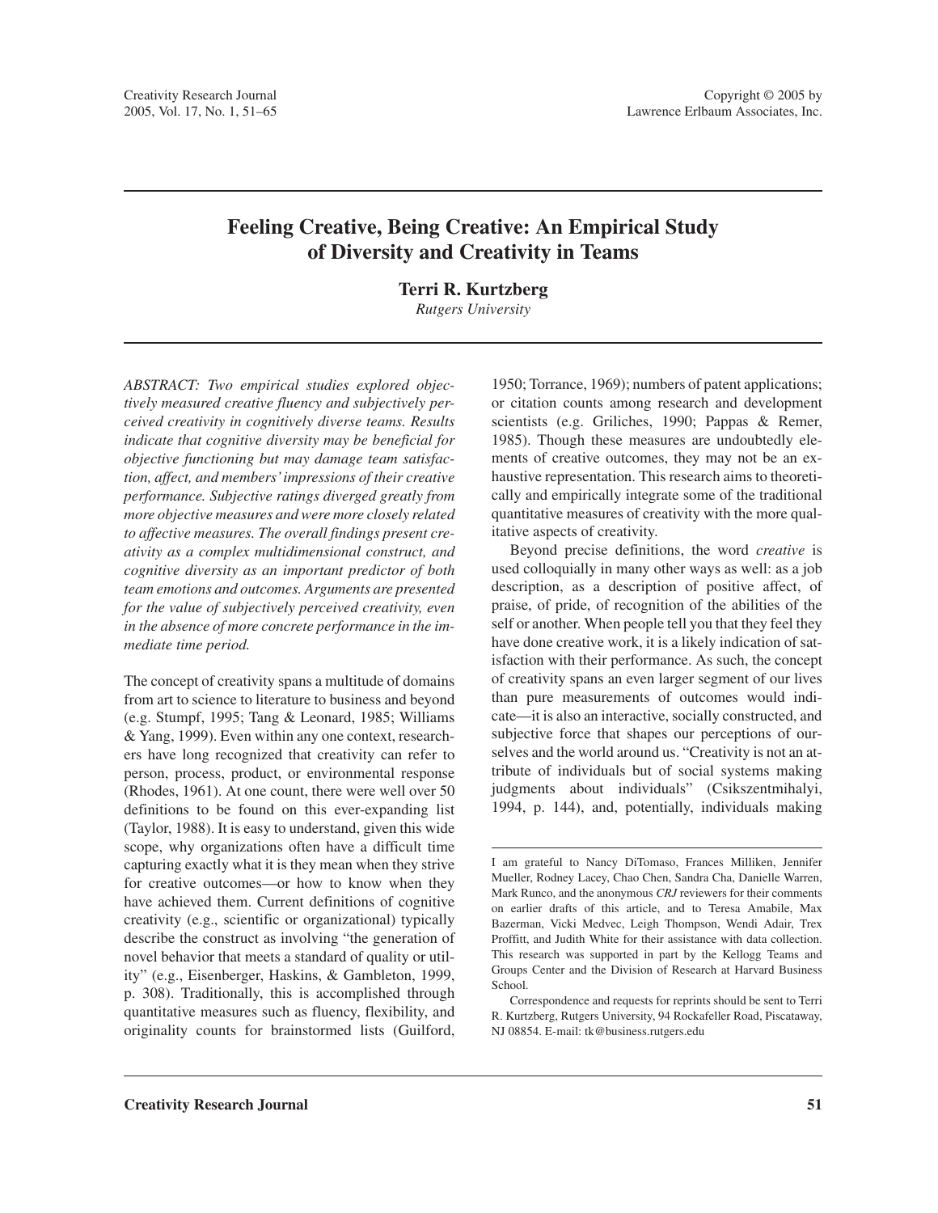# Feeling Creative, Being Creative: An Empirical Study of Diversity and Creativity in Teams

**Terri R. Kurtzberg**
*Rutgers University*

*ABSTRACT: Two empirical studies explored objectively measured creative fluency and subjectively perceived creativity in cognitively diverse teams. Results indicate that cognitive diversity may be beneficial for objective functioning but may damage team satisfaction, affect, and members' impressions of their creative performance. Subjective ratings diverged greatly from more objective measures and were more closely related to affective measures. The overall findings present creativity as a complex multidimensional construct, and cognitive diversity as an important predictor of both team emotions and outcomes. Arguments are presented for the value of subjectively perceived creativity, even in the absence of more concrete performance in the immediate time period.*

The concept of creativity spans a multitude of domains from art to science to literature to business and beyond (e.g. Stumpf, 1995; Tang & Leonard, 1985; Williams & Yang, 1999). Even within any one context, researchers have long recognized that creativity can refer to person, process, product, or environmental response (Rhodes, 1961). At one count, there were well over 50 definitions to be found on this ever-expanding list (Taylor, 1988). It is easy to understand, given this wide scope, why organizations often have a difficult time capturing exactly what it is they mean when they strive for creative outcomes—or how to know when they have achieved them. Current definitions of cognitive creativity (e.g., scientific or organizational) typically describe the construct as involving "the generation of novel behavior that meets a standard of quality or utility" (e.g., Eisenberger, Haskins, & Gambleton, 1999, p. 308). Traditionally, this is accomplished through quantitative measures such as fluency, flexibility, and originality counts for brainstormed lists (Guilford, 1950; Torrance, 1969); numbers of patent applications; or citation counts among research and development scientists (e.g. Griliches, 1990; Pappas & Remer, 1985). Though these measures are undoubtedly elements of creative outcomes, they may not be an exhaustive representation. This research aims to theoretically and empirically integrate some of the traditional quantitative measures of creativity with the more qualitative aspects of creativity.

Beyond precise definitions, the word *creative* is used colloquially in many other ways as well: as a job description, as a description of positive affect, of praise, of pride, of recognition of the abilities of the self or another. When people tell you that they feel they have done creative work, it is a likely indication of satisfaction with their performance. As such, the concept of creativity spans an even larger segment of our lives than pure measurements of outcomes would indicate—it is also an interactive, socially constructed, and subjective force that shapes our perceptions of ourselves and the world around us. "Creativity is not an attribute of individuals but of social systems making judgments about individuals" (Csikszentmihalyi, 1994, p. 144), and, potentially, individuals making

---

I am grateful to Nancy DiTomaso, Frances Milliken, Jennifer Mueller, Rodney Lacey, Chao Chen, Sandra Cha, Danielle Warren, Mark Runco, and the anonymous *CRJ* reviewers for their comments on earlier drafts of this article, and to Teresa Amabile, Max Bazerman, Vicki Medvec, Leigh Thompson, Wendi Adair, Trex Proffitt, and Judith White for their assistance with data collection. This research was supported in part by the Kellogg Teams and Groups Center and the Division of Research at Harvard Business School.

Correspondence and requests for reprints should be sent to Terri R. Kurtzberg, Rutgers University, 94 Rockafeller Road, Piscataway, NJ 08854. E-mail: tk@business.rutgers.edu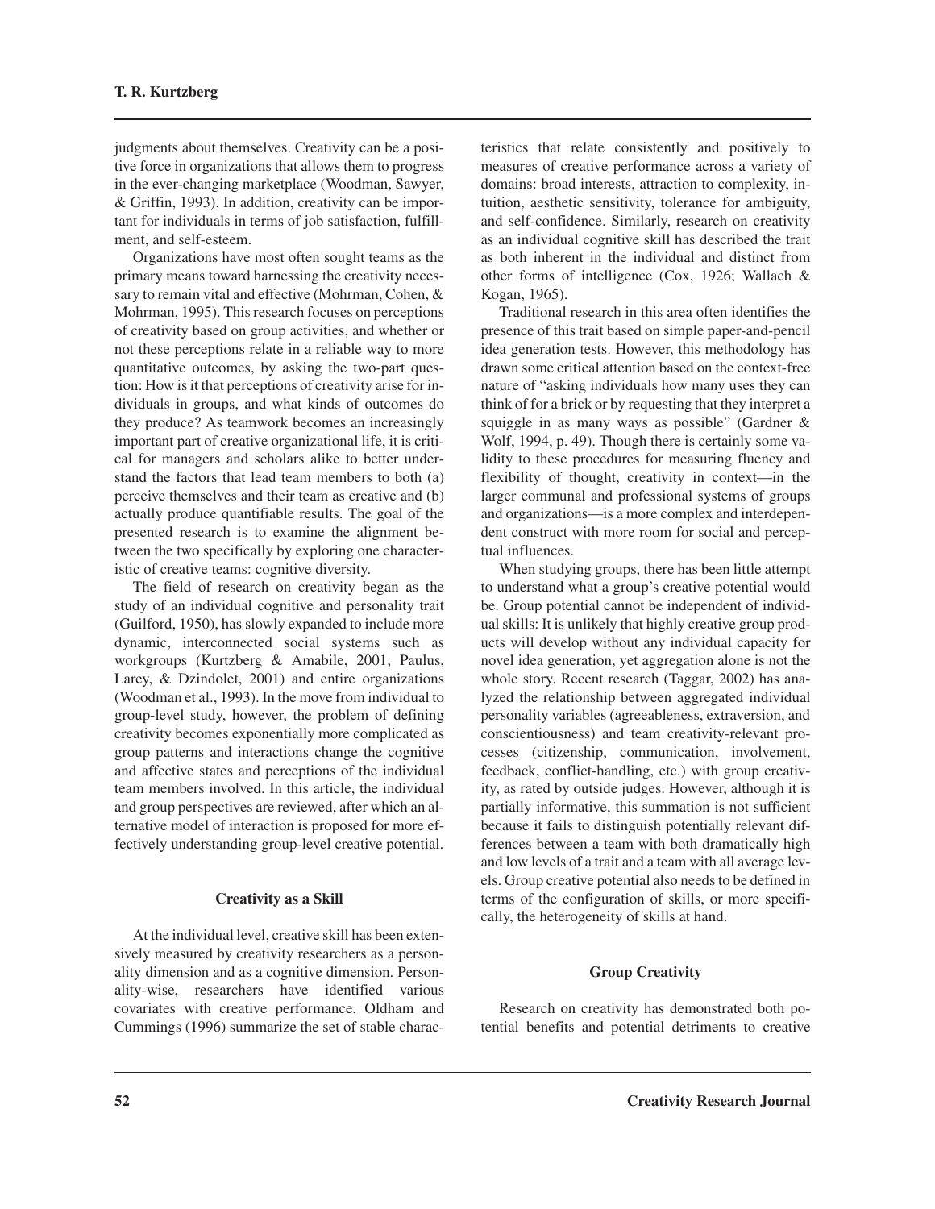judgments about themselves. Creativity can be a positive force in organizations that allows them to progress in the ever-changing marketplace (Woodman, Sawyer, & Griffin, 1993). In addition, creativity can be important for individuals in terms of job satisfaction, fulfillment, and self-esteem.

Organizations have most often sought teams as the primary means toward harnessing the creativity necessary to remain vital and effective (Mohrman, Cohen, & Mohrman, 1995). This research focuses on perceptions of creativity based on group activities, and whether or not these perceptions relate in a reliable way to more quantitative outcomes, by asking the two-part question: How is it that perceptions of creativity arise for individuals in groups, and what kinds of outcomes do they produce? As teamwork becomes an increasingly important part of creative organizational life, it is critical for managers and scholars alike to better understand the factors that lead team members to both (a) perceive themselves and their team as creative and (b) actually produce quantifiable results. The goal of the presented research is to examine the alignment between the two specifically by exploring one characteristic of creative teams: cognitive diversity.

The field of research on creativity began as the study of an individual cognitive and personality trait (Guilford, 1950), has slowly expanded to include more dynamic, interconnected social systems such as workgroups (Kurtzberg & Amabile, 2001; Paulus, Larey, & Dzindolet, 2001) and entire organizations (Woodman et al., 1993). In the move from individual to group-level study, however, the problem of defining creativity becomes exponentially more complicated as group patterns and interactions change the cognitive and affective states and perceptions of the individual team members involved. In this article, the individual and group perspectives are reviewed, after which an alternative model of interaction is proposed for more effectively understanding group-level creative potential.

## Creativity as a Skill

At the individual level, creative skill has been extensively measured by creativity researchers as a personality dimension and as a cognitive dimension. Personality-wise, researchers have identified various covariates with creative performance. Oldham and Cummings (1996) summarize the set of stable characteristics that relate consistently and positively to measures of creative performance across a variety of domains: broad interests, attraction to complexity, intuition, aesthetic sensitivity, tolerance for ambiguity, and self-confidence. Similarly, research on creativity as an individual cognitive skill has described the trait as both inherent in the individual and distinct from other forms of intelligence (Cox, 1926; Wallach & Kogan, 1965).

Traditional research in this area often identifies the presence of this trait based on simple paper-and-pencil idea generation tests. However, this methodology has drawn some critical attention based on the context-free nature of "asking individuals how many uses they can think of for a brick or by requesting that they interpret a squiggle in as many ways as possible" (Gardner & Wolf, 1994, p. 49). Though there is certainly some validity to these procedures for measuring fluency and flexibility of thought, creativity in context—in the larger communal and professional systems of groups and organizations—is a more complex and interdependent construct with more room for social and perceptual influences.

When studying groups, there has been little attempt to understand what a group's creative potential would be. Group potential cannot be independent of individual skills: It is unlikely that highly creative group products will develop without any individual capacity for novel idea generation, yet aggregation alone is not the whole story. Recent research (Taggar, 2002) has analyzed the relationship between aggregated individual personality variables (agreeableness, extraversion, and conscientiousness) and team creativity-relevant processes (citizenship, communication, involvement, feedback, conflict-handling, etc.) with group creativity, as rated by outside judges. However, although it is partially informative, this summation is not sufficient because it fails to distinguish potentially relevant differences between a team with both dramatically high and low levels of a trait and a team with all average levels. Group creative potential also needs to be defined in terms of the configuration of skills, or more specifically, the heterogeneity of skills at hand.

## Group Creativity

Research on creativity has demonstrated both potential benefits and potential detriments to creative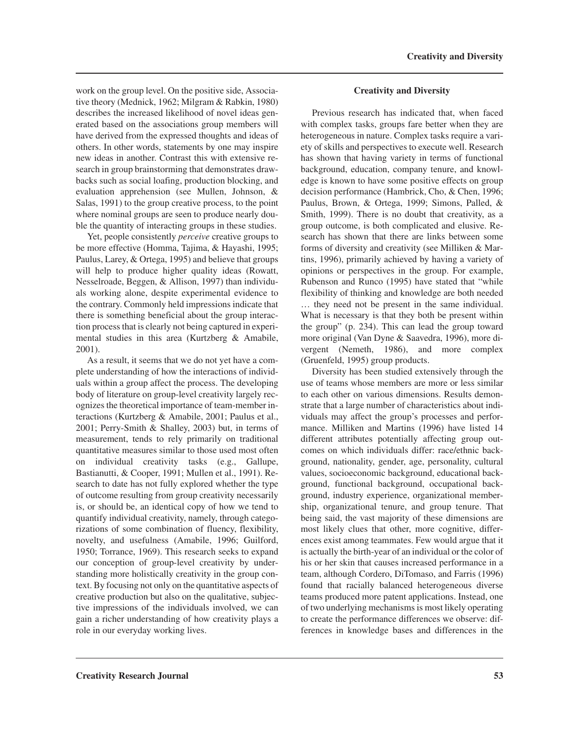work on the group level. On the positive side, Associative theory (Mednick, 1962; Milgram & Rabkin, 1980) describes the increased likelihood of novel ideas generated based on the associations group members will have derived from the expressed thoughts and ideas of others. In other words, statements by one may inspire new ideas in another. Contrast this with extensive research in group brainstorming that demonstrates drawbacks such as social loafing, production blocking, and evaluation apprehension (see Mullen, Johnson, & Salas, 1991) to the group creative process, to the point where nominal groups are seen to produce nearly double the quantity of interacting groups in these studies.

Yet, people consistently *perceive* creative groups to be more effective (Homma, Tajima, & Hayashi, 1995; Paulus, Larey, & Ortega, 1995) and believe that groups will help to produce higher quality ideas (Rowatt, Nesselroade, Beggen, & Allison, 1997) than individuals working alone, despite experimental evidence to the contrary. Commonly held impressions indicate that there is something beneficial about the group interaction process that is clearly not being captured in experimental studies in this area (Kurtzberg & Amabile, 2001).

As a result, it seems that we do not yet have a complete understanding of how the interactions of individuals within a group affect the process. The developing body of literature on group-level creativity largely recognizes the theoretical importance of team-member interactions (Kurtzberg & Amabile, 2001; Paulus et al., 2001; Perry-Smith & Shalley, 2003) but, in terms of measurement, tends to rely primarily on traditional quantitative measures similar to those used most often on individual creativity tasks (e.g., Gallupe, Bastianutti, & Cooper, 1991; Mullen et al., 1991). Research to date has not fully explored whether the type of outcome resulting from group creativity necessarily is, or should be, an identical copy of how we tend to quantify individual creativity, namely, through categorizations of some combination of fluency, flexibility, novelty, and usefulness (Amabile, 1996; Guilford, 1950; Torrance, 1969). This research seeks to expand our conception of group-level creativity by understanding more holistically creativity in the group context. By focusing not only on the quantitative aspects of creative production but also on the qualitative, subjective impressions of the individuals involved, we can gain a richer understanding of how creativity plays a role in our everyday working lives.

## Creativity and Diversity

Previous research has indicated that, when faced with complex tasks, groups fare better when they are heterogeneous in nature. Complex tasks require a variety of skills and perspectives to execute well. Research has shown that having variety in terms of functional background, education, company tenure, and knowledge is known to have some positive effects on group decision performance (Hambrick, Cho, & Chen, 1996; Paulus, Brown, & Ortega, 1999; Simons, Palled, & Smith, 1999). There is no doubt that creativity, as a group outcome, is both complicated and elusive. Research has shown that there are links between some forms of diversity and creativity (see Milliken & Martins, 1996), primarily achieved by having a variety of opinions or perspectives in the group. For example, Rubenson and Runco (1995) have stated that "while flexibility of thinking and knowledge are both needed … they need not be present in the same individual. What is necessary is that they both be present within the group" (p. 234). This can lead the group toward more original (Van Dyne & Saavedra, 1996), more divergent (Nemeth, 1986), and more complex (Gruenfeld, 1995) group products.

Diversity has been studied extensively through the use of teams whose members are more or less similar to each other on various dimensions. Results demonstrate that a large number of characteristics about individuals may affect the group's processes and performance. Milliken and Martins (1996) have listed 14 different attributes potentially affecting group outcomes on which individuals differ: race/ethnic background, nationality, gender, age, personality, cultural values, socioeconomic background, educational background, functional background, occupational background, industry experience, organizational membership, organizational tenure, and group tenure. That being said, the vast majority of these dimensions are most likely clues that other, more cognitive, differences exist among teammates. Few would argue that it is actually the birth-year of an individual or the color of his or her skin that causes increased performance in a team, although Cordero, DiTomaso, and Farris (1996) found that racially balanced heterogeneous diverse teams produced more patent applications. Instead, one of two underlying mechanisms is most likely operating to create the performance differences we observe: differences in knowledge bases and differences in the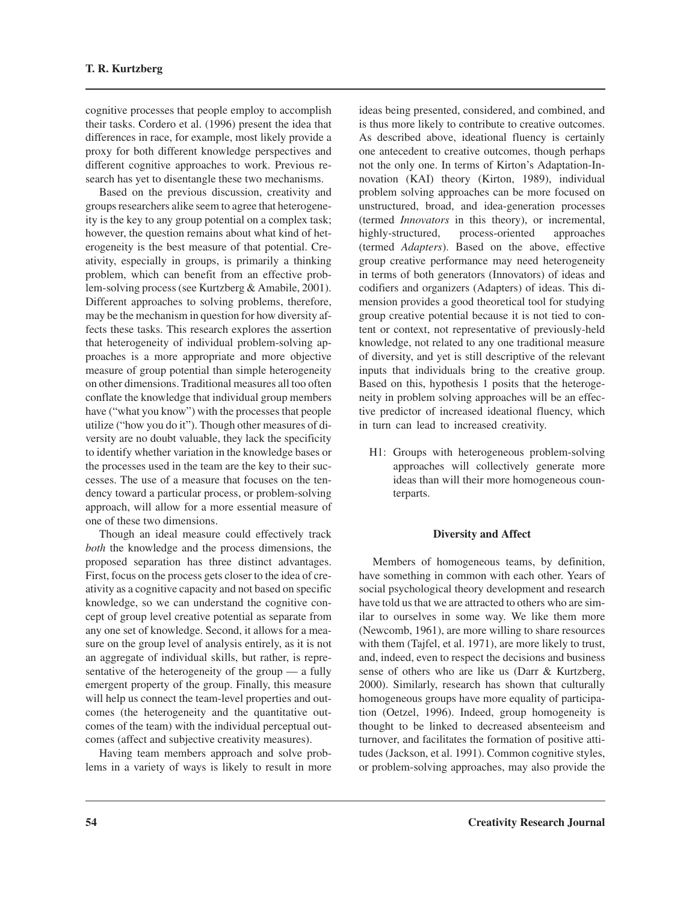cognitive processes that people employ to accomplish their tasks. Cordero et al. (1996) present the idea that differences in race, for example, most likely provide a proxy for both different knowledge perspectives and different cognitive approaches to work. Previous research has yet to disentangle these two mechanisms.

Based on the previous discussion, creativity and groups researchers alike seem to agree that heterogeneity is the key to any group potential on a complex task; however, the question remains about what kind of heterogeneity is the best measure of that potential. Creativity, especially in groups, is primarily a thinking problem, which can benefit from an effective problem-solving process (see Kurtzberg & Amabile, 2001). Different approaches to solving problems, therefore, may be the mechanism in question for how diversity affects these tasks. This research explores the assertion that heterogeneity of individual problem-solving approaches is a more appropriate and more objective measure of group potential than simple heterogeneity on other dimensions. Traditional measures all too often conflate the knowledge that individual group members have ("what you know") with the processes that people utilize ("how you do it"). Though other measures of diversity are no doubt valuable, they lack the specificity to identify whether variation in the knowledge bases or the processes used in the team are the key to their successes. The use of a measure that focuses on the tendency toward a particular process, or problem-solving approach, will allow for a more essential measure of one of these two dimensions.

Though an ideal measure could effectively track *both* the knowledge and the process dimensions, the proposed separation has three distinct advantages. First, focus on the process gets closer to the idea of creativity as a cognitive capacity and not based on specific knowledge, so we can understand the cognitive concept of group level creative potential as separate from any one set of knowledge. Second, it allows for a measure on the group level of analysis entirely, as it is not an aggregate of individual skills, but rather, is representative of the heterogeneity of the group — a fully emergent property of the group. Finally, this measure will help us connect the team-level properties and outcomes (the heterogeneity and the quantitative outcomes of the team) with the individual perceptual outcomes (affect and subjective creativity measures).

Having team members approach and solve problems in a variety of ways is likely to result in more ideas being presented, considered, and combined, and is thus more likely to contribute to creative outcomes. As described above, ideational fluency is certainly one antecedent to creative outcomes, though perhaps not the only one. In terms of Kirton's Adaptation-Innovation (KAI) theory (Kirton, 1989), individual problem solving approaches can be more focused on unstructured, broad, and idea-generation processes (termed *Innovators* in this theory), or incremental, highly-structured, process-oriented approaches (termed *Adapters*). Based on the above, effective group creative performance may need heterogeneity in terms of both generators (Innovators) of ideas and codifiers and organizers (Adapters) of ideas. This dimension provides a good theoretical tool for studying group creative potential because it is not tied to content or context, not representative of previously-held knowledge, not related to any one traditional measure of diversity, and yet is still descriptive of the relevant inputs that individuals bring to the creative group. Based on this, hypothesis 1 posits that the heterogeneity in problem solving approaches will be an effective predictor of increased ideational fluency, which in turn can lead to increased creativity.

H1: Groups with heterogeneous problem-solving approaches will collectively generate more ideas than will their more homogeneous counterparts.

## Diversity and Affect

Members of homogeneous teams, by definition, have something in common with each other. Years of social psychological theory development and research have told us that we are attracted to others who are similar to ourselves in some way. We like them more (Newcomb, 1961), are more willing to share resources with them (Tajfel, et al. 1971), are more likely to trust, and, indeed, even to respect the decisions and business sense of others who are like us (Darr & Kurtzberg, 2000). Similarly, research has shown that culturally homogeneous groups have more equality of participation (Oetzel, 1996). Indeed, group homogeneity is thought to be linked to decreased absenteeism and turnover, and facilitates the formation of positive attitudes (Jackson, et al. 1991). Common cognitive styles, or problem-solving approaches, may also provide the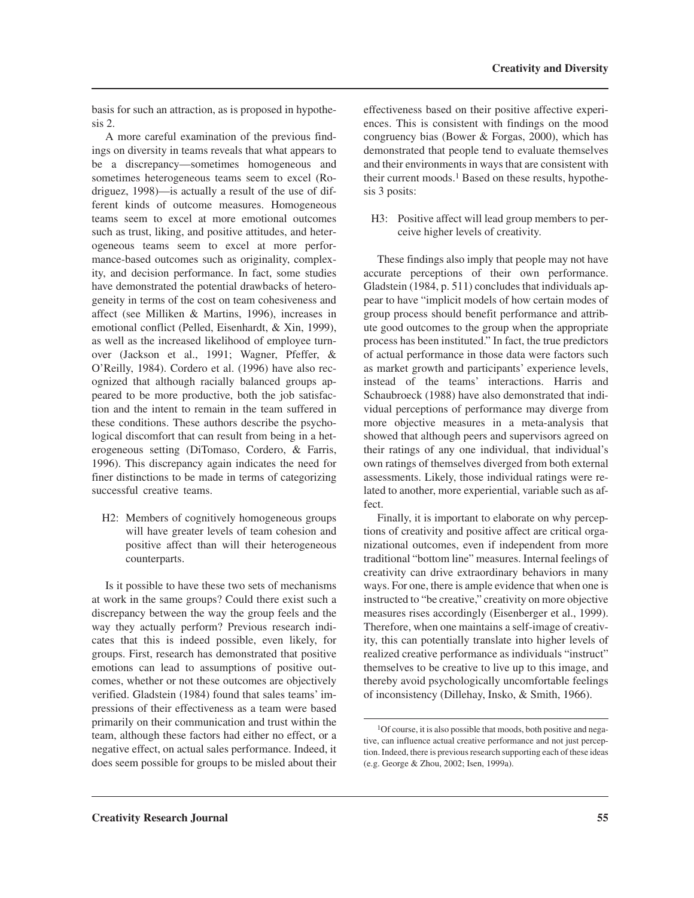basis for such an attraction, as is proposed in hypothesis 2.

A more careful examination of the previous findings on diversity in teams reveals that what appears to be a discrepancy—sometimes homogeneous and sometimes heterogeneous teams seem to excel (Rodriguez, 1998)—is actually a result of the use of different kinds of outcome measures. Homogeneous teams seem to excel at more emotional outcomes such as trust, liking, and positive attitudes, and heterogeneous teams seem to excel at more performance-based outcomes such as originality, complexity, and decision performance. In fact, some studies have demonstrated the potential drawbacks of heterogeneity in terms of the cost on team cohesiveness and affect (see Milliken & Martins, 1996), increases in emotional conflict (Pelled, Eisenhardt, & Xin, 1999), as well as the increased likelihood of employee turnover (Jackson et al., 1991; Wagner, Pfeffer, & O'Reilly, 1984). Cordero et al. (1996) have also recognized that although racially balanced groups appeared to be more productive, both the job satisfaction and the intent to remain in the team suffered in these conditions. These authors describe the psychological discomfort that can result from being in a heterogeneous setting (DiTomaso, Cordero, & Farris, 1996). This discrepancy again indicates the need for finer distinctions to be made in terms of categorizing successful creative teams.

> H2: Members of cognitively homogeneous groups will have greater levels of team cohesion and positive affect than will their heterogeneous counterparts.

Is it possible to have these two sets of mechanisms at work in the same groups? Could there exist such a discrepancy between the way the group feels and the way they actually perform? Previous research indicates that this is indeed possible, even likely, for groups. First, research has demonstrated that positive emotions can lead to assumptions of positive outcomes, whether or not these outcomes are objectively verified. Gladstein (1984) found that sales teams' impressions of their effectiveness as a team were based primarily on their communication and trust within the team, although these factors had either no effect, or a negative effect, on actual sales performance. Indeed, it does seem possible for groups to be misled about their effectiveness based on their positive affective experiences. This is consistent with findings on the mood congruency bias (Bower & Forgas, 2000), which has demonstrated that people tend to evaluate themselves and their environments in ways that are consistent with their current moods.[1] Based on these results, hypothesis 3 posits:

> H3: Positive affect will lead group members to perceive higher levels of creativity.

These findings also imply that people may not have accurate perceptions of their own performance. Gladstein (1984, p. 511) concludes that individuals appear to have "implicit models of how certain modes of group process should benefit performance and attribute good outcomes to the group when the appropriate process has been instituted." In fact, the true predictors of actual performance in those data were factors such as market growth and participants' experience levels, instead of the teams' interactions. Harris and Schaubroeck (1988) have also demonstrated that individual perceptions of performance may diverge from more objective measures in a meta-analysis that showed that although peers and supervisors agreed on their ratings of any one individual, that individual's own ratings of themselves diverged from both external assessments. Likely, those individual ratings were related to another, more experiential, variable such as affect.

Finally, it is important to elaborate on why perceptions of creativity and positive affect are critical organizational outcomes, even if independent from more traditional "bottom line" measures. Internal feelings of creativity can drive extraordinary behaviors in many ways. For one, there is ample evidence that when one is instructed to "be creative," creativity on more objective measures rises accordingly (Eisenberger et al., 1999). Therefore, when one maintains a self-image of creativity, this can potentially translate into higher levels of realized creative performance as individuals "instruct" themselves to be creative to live up to this image, and thereby avoid psychologically uncomfortable feelings of inconsistency (Dillehay, Insko, & Smith, 1966).

[1] Of course, it is also possible that moods, both positive and negative, can influence actual creative performance and not just perception. Indeed, there is previous research supporting each of these ideas (e.g. George & Zhou, 2002; Isen, 1999a).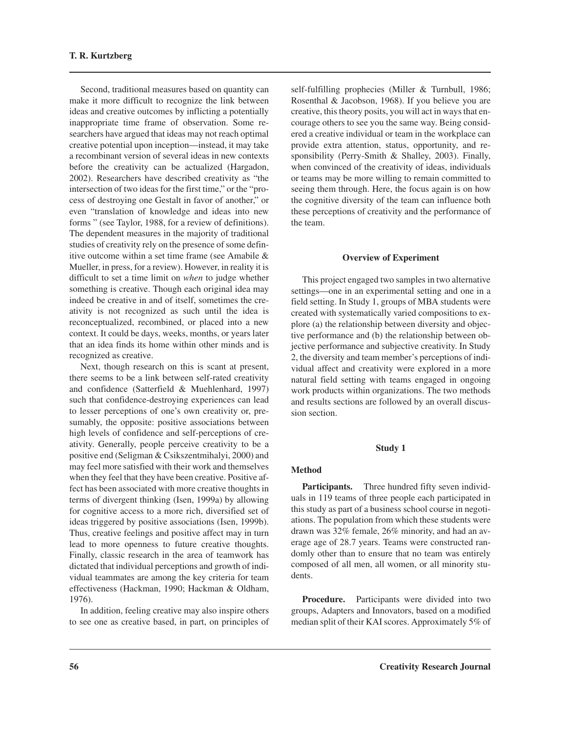Second, traditional measures based on quantity can make it more difficult to recognize the link between ideas and creative outcomes by inflicting a potentially inappropriate time frame of observation. Some researchers have argued that ideas may not reach optimal creative potential upon inception—instead, it may take a recombinant version of several ideas in new contexts before the creativity can be actualized (Hargadon, 2002). Researchers have described creativity as "the intersection of two ideas for the first time," or the "process of destroying one Gestalt in favor of another," or even "translation of knowledge and ideas into new forms " (see Taylor, 1988, for a review of definitions). The dependent measures in the majority of traditional studies of creativity rely on the presence of some definitive outcome within a set time frame (see Amabile & Mueller, in press, for a review). However, in reality it is difficult to set a time limit on *when* to judge whether something is creative. Though each original idea may indeed be creative in and of itself, sometimes the creativity is not recognized as such until the idea is reconceptualized, recombined, or placed into a new context. It could be days, weeks, months, or years later that an idea finds its home within other minds and is recognized as creative.

Next, though research on this is scant at present, there seems to be a link between self-rated creativity and confidence (Satterfield & Muehlenhard, 1997) such that confidence-destroying experiences can lead to lesser perceptions of one's own creativity or, presumably, the opposite: positive associations between high levels of confidence and self-perceptions of creativity. Generally, people perceive creativity to be a positive end (Seligman & Csikszentmihalyi, 2000) and may feel more satisfied with their work and themselves when they feel that they have been creative. Positive affect has been associated with more creative thoughts in terms of divergent thinking (Isen, 1999a) by allowing for cognitive access to a more rich, diversified set of ideas triggered by positive associations (Isen, 1999b). Thus, creative feelings and positive affect may in turn lead to more openness to future creative thoughts. Finally, classic research in the area of teamwork has dictated that individual perceptions and growth of individual teammates are among the key criteria for team effectiveness (Hackman, 1990; Hackman & Oldham, 1976).

In addition, feeling creative may also inspire others to see one as creative based, in part, on principles of self-fulfilling prophecies (Miller & Turnbull, 1986; Rosenthal & Jacobson, 1968). If you believe you are creative, this theory posits, you will act in ways that encourage others to see you the same way. Being considered a creative individual or team in the workplace can provide extra attention, status, opportunity, and responsibility (Perry-Smith & Shalley, 2003). Finally, when convinced of the creativity of ideas, individuals or teams may be more willing to remain committed to seeing them through. Here, the focus again is on how the cognitive diversity of the team can influence both these perceptions of creativity and the performance of the team.

## Overview of Experiment

This project engaged two samples in two alternative settings—one in an experimental setting and one in a field setting. In Study 1, groups of MBA students were created with systematically varied compositions to explore (a) the relationship between diversity and objective performance and (b) the relationship between objective performance and subjective creativity. In Study 2, the diversity and team member's perceptions of individual affect and creativity were explored in a more natural field setting with teams engaged in ongoing work products within organizations. The two methods and results sections are followed by an overall discussion section.

## Study 1

### Method

**Participants.** Three hundred fifty seven individuals in 119 teams of three people each participated in this study as part of a business school course in negotiations. The population from which these students were drawn was 32% female, 26% minority, and had an average age of 28.7 years. Teams were constructed randomly other than to ensure that no team was entirely composed of all men, all women, or all minority students.

**Procedure.** Participants were divided into two groups, Adapters and Innovators, based on a modified median split of their KAI scores. Approximately 5% of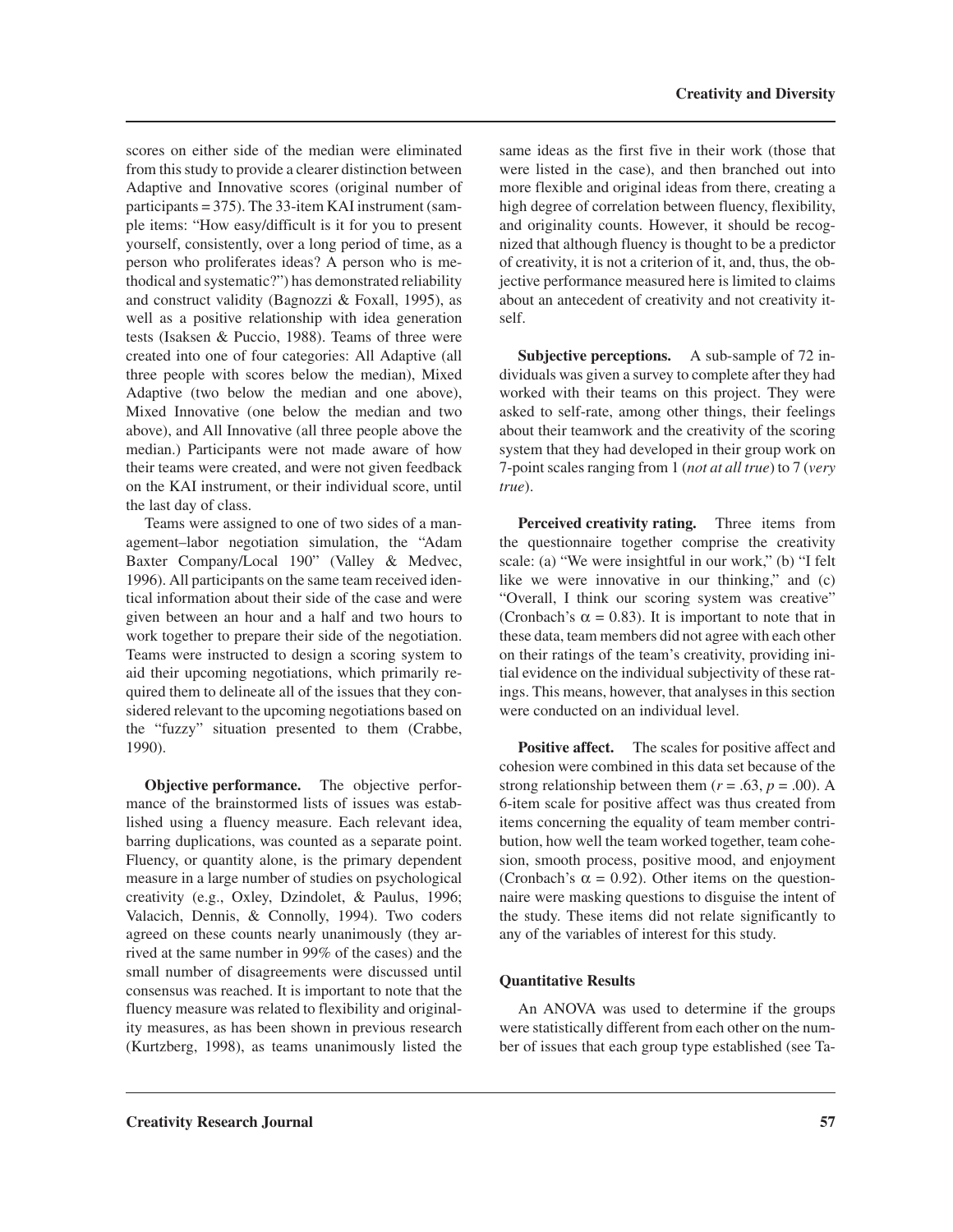scores on either side of the median were eliminated from this study to provide a clearer distinction between Adaptive and Innovative scores (original number of participants = 375). The 33-item KAI instrument (sample items: "How easy/difficult is it for you to present yourself, consistently, over a long period of time, as a person who proliferates ideas? A person who is methodical and systematic?") has demonstrated reliability and construct validity (Bagnozzi & Foxall, 1995), as well as a positive relationship with idea generation tests (Isaksen & Puccio, 1988). Teams of three were created into one of four categories: All Adaptive (all three people with scores below the median), Mixed Adaptive (two below the median and one above), Mixed Innovative (one below the median and two above), and All Innovative (all three people above the median.) Participants were not made aware of how their teams were created, and were not given feedback on the KAI instrument, or their individual score, until the last day of class.

Teams were assigned to one of two sides of a management–labor negotiation simulation, the "Adam Baxter Company/Local 190" (Valley & Medvec, 1996). All participants on the same team received identical information about their side of the case and were given between an hour and a half and two hours to work together to prepare their side of the negotiation. Teams were instructed to design a scoring system to aid their upcoming negotiations, which primarily required them to delineate all of the issues that they considered relevant to the upcoming negotiations based on the "fuzzy" situation presented to them (Crabbe, 1990).

**Objective performance.** The objective performance of the brainstormed lists of issues was established using a fluency measure. Each relevant idea, barring duplications, was counted as a separate point. Fluency, or quantity alone, is the primary dependent measure in a large number of studies on psychological creativity (e.g., Oxley, Dzindolet, & Paulus, 1996; Valacich, Dennis, & Connolly, 1994). Two coders agreed on these counts nearly unanimously (they arrived at the same number in 99% of the cases) and the small number of disagreements were discussed until consensus was reached. It is important to note that the fluency measure was related to flexibility and originality measures, as has been shown in previous research (Kurtzberg, 1998), as teams unanimously listed the same ideas as the first five in their work (those that were listed in the case), and then branched out into more flexible and original ideas from there, creating a high degree of correlation between fluency, flexibility, and originality counts. However, it should be recognized that although fluency is thought to be a predictor of creativity, it is not a criterion of it, and, thus, the objective performance measured here is limited to claims about an antecedent of creativity and not creativity itself.

**Subjective perceptions.** A sub-sample of 72 individuals was given a survey to complete after they had worked with their teams on this project. They were asked to self-rate, among other things, their feelings about their teamwork and the creativity of the scoring system that they had developed in their group work on 7-point scales ranging from 1 (*not at all true*) to 7 (*very true*).

**Perceived creativity rating.** Three items from the questionnaire together comprise the creativity scale: (a) "We were insightful in our work," (b) "I felt like we were innovative in our thinking," and (c) "Overall, I think our scoring system was creative" (Cronbach's $\alpha = 0.83$). It is important to note that in these data, team members did not agree with each other on their ratings of the team's creativity, providing initial evidence on the individual subjectivity of these ratings. This means, however, that analyses in this section were conducted on an individual level.

**Positive affect.** The scales for positive affect and cohesion were combined in this data set because of the strong relationship between them ($r = .63$, $p = .00$). A 6-item scale for positive affect was thus created from items concerning the equality of team member contribution, how well the team worked together, team cohesion, smooth process, positive mood, and enjoyment (Cronbach's $\alpha = 0.92$). Other items on the questionnaire were masking questions to disguise the intent of the study. These items did not relate significantly to any of the variables of interest for this study.

### Quantitative Results

An ANOVA was used to determine if the groups were statistically different from each other on the number of issues that each group type established (see Ta-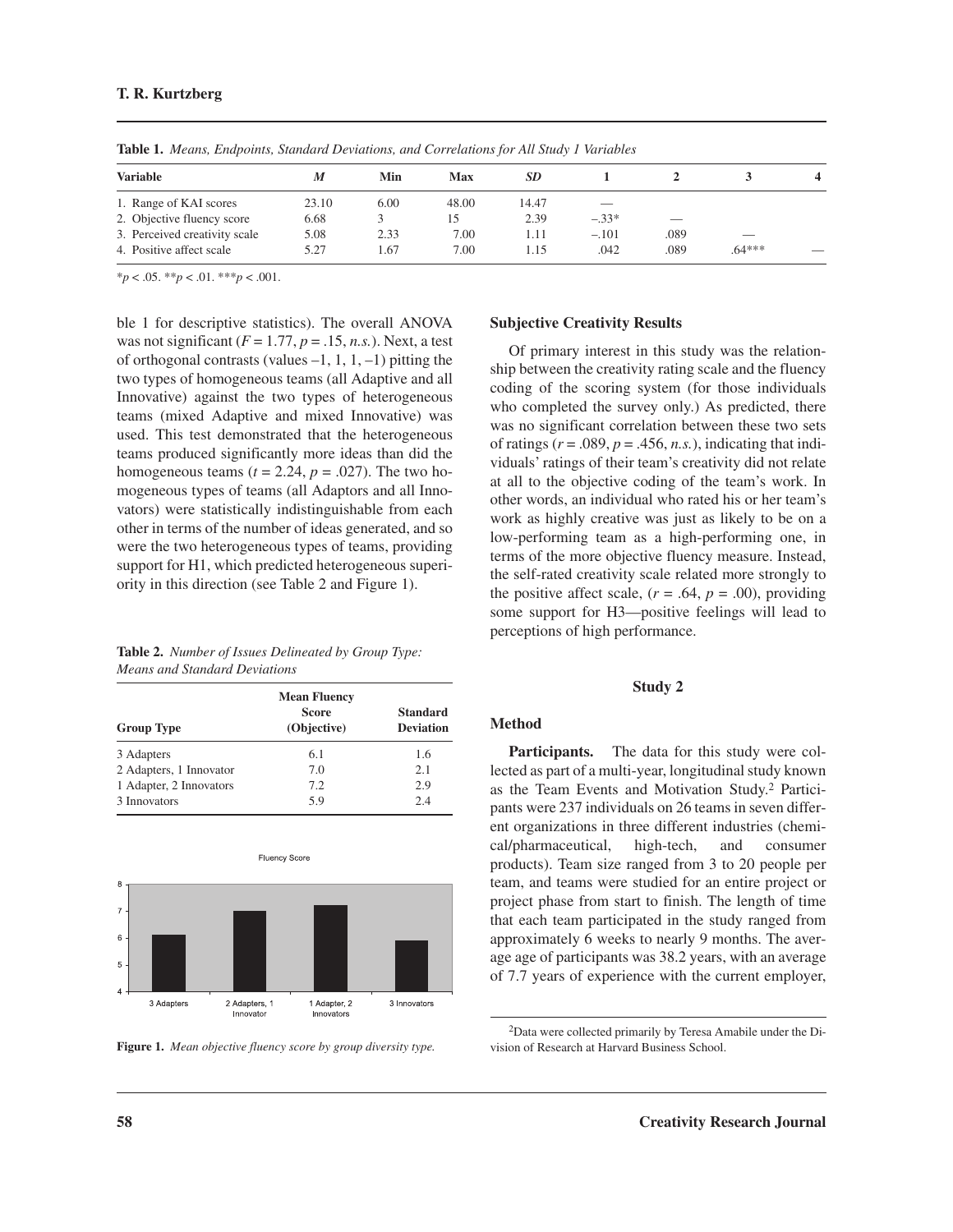**Table 1.** *Means, Endpoints, Standard Deviations, and Correlations for All Study 1 Variables*

| Variable | *M* | Min | Max | *SD* | 1 | 2 | 3 | 4 |
|---|---|---|---|---|---|---|---|---|
| 1. Range of KAI scores | 23.10 | 6.00 | 48.00 | 14.47 | — | | | |
| 2. Objective fluency score | 6.68 | 3 | 15 | 2.39 | –.33* | — | | |
| 3. Perceived creativity scale | 5.08 | 2.33 | 7.00 | 1.11 | –.101 | .089 | — | |
| 4. Positive affect scale | 5.27 | 1.67 | 7.00 | 1.15 | .042 | .089 | .64*** | — |

*$p < .05$. **$p < .01$. ***$p < .001$.

ble 1 for descriptive statistics). The overall ANOVA was not significant ($F = 1.77$, $p = .15$, *n.s.*). Next, a test of orthogonal contrasts (values –1, 1, 1, –1) pitting the two types of homogeneous teams (all Adaptive and all Innovative) against the two types of heterogeneous teams (mixed Adaptive and mixed Innovative) was used. This test demonstrated that the heterogeneous teams produced significantly more ideas than did the homogeneous teams ($t = 2.24$, $p = .027$). The two homogeneous types of teams (all Adaptors and all Innovators) were statistically indistinguishable from each other in terms of the number of ideas generated, and so were the two heterogeneous types of teams, providing support for H1, which predicted heterogeneous superiority in this direction (see Table 2 and Figure 1).

**Table 2.** *Number of Issues Delineated by Group Type: Means and Standard Deviations*

| Group Type | Mean Fluency Score (Objective) | Standard Deviation |
|---|---|---|
| 3 Adapters | 6.1 | 1.6 |
| 2 Adapters, 1 Innovator | 7.0 | 2.1 |
| 1 Adapter, 2 Innovators | 7.2 | 2.9 |
| 3 Innovators | 5.9 | 2.4 |

**Figure 1.** *Mean objective fluency score by group diversity type.*

### Subjective Creativity Results

Of primary interest in this study was the relationship between the creativity rating scale and the fluency coding of the scoring system (for those individuals who completed the survey only.) As predicted, there was no significant correlation between these two sets of ratings ($r = .089$, $p = .456$, *n.s.*), indicating that individuals' ratings of their team's creativity did not relate at all to the objective coding of the team's work. In other words, an individual who rated his or her team's work as highly creative was just as likely to be on a low-performing team as a high-performing one, in terms of the more objective fluency measure. Instead, the self-rated creativity scale related more strongly to the positive affect scale, ($r = .64$, $p = .00$), providing some support for H3—positive feelings will lead to perceptions of high performance.

## Study 2

### Method

**Participants.** The data for this study were collected as part of a multi-year, longitudinal study known as the Team Events and Motivation Study.[2] Participants were 237 individuals on 26 teams in seven different organizations in three different industries (chemical/pharmaceutical, high-tech, and consumer products). Team size ranged from 3 to 20 people per team, and teams were studied for an entire project or project phase from start to finish. The length of time that each team participated in the study ranged from approximately 6 weeks to nearly 9 months. The average age of participants was 38.2 years, with an average of 7.7 years of experience with the current employer,

[2]Data were collected primarily by Teresa Amabile under the Division of Research at Harvard Business School.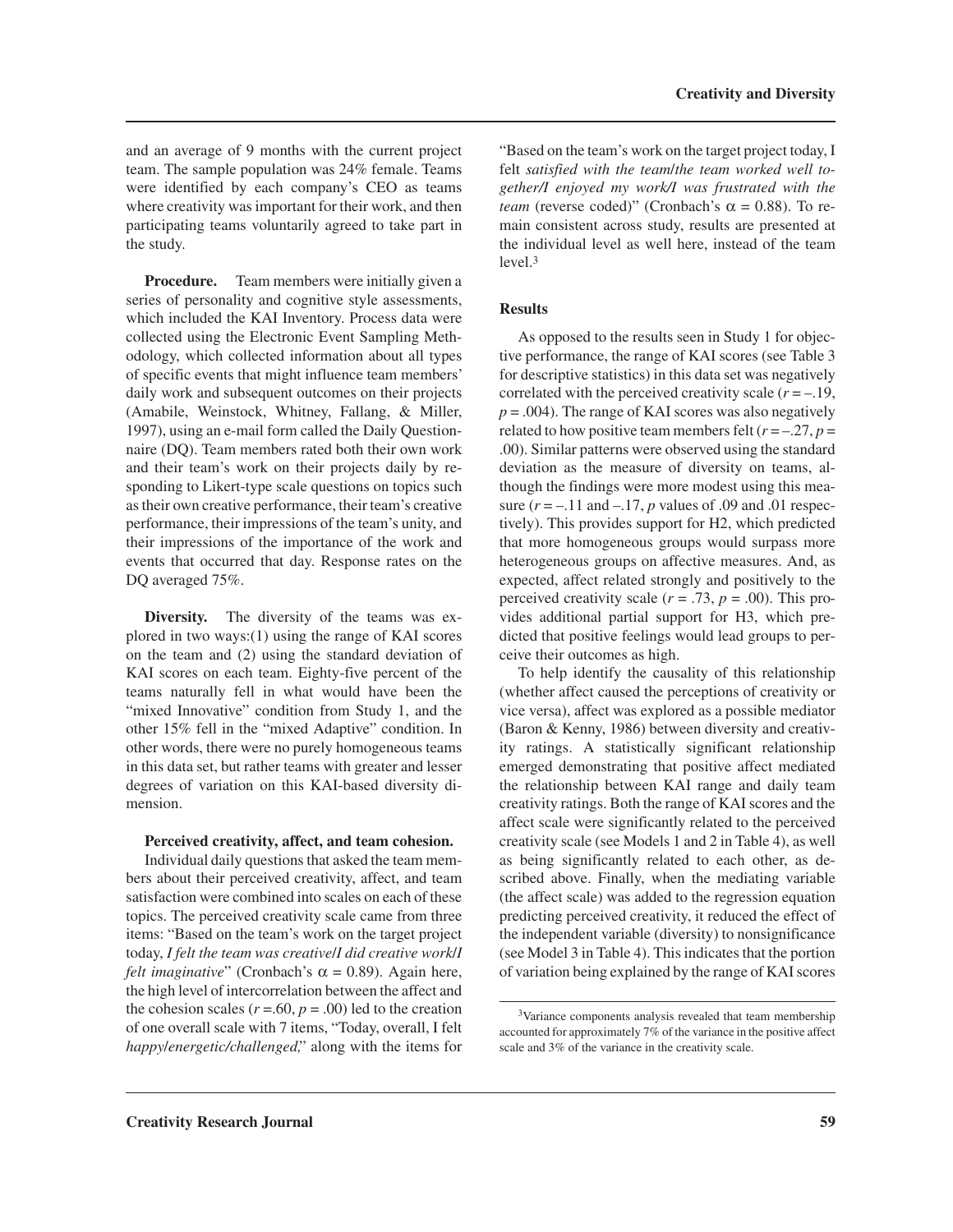and an average of 9 months with the current project team. The sample population was 24% female. Teams were identified by each company's CEO as teams where creativity was important for their work, and then participating teams voluntarily agreed to take part in the study.

**Procedure.** Team members were initially given a series of personality and cognitive style assessments, which included the KAI Inventory. Process data were collected using the Electronic Event Sampling Methodology, which collected information about all types of specific events that might influence team members' daily work and subsequent outcomes on their projects (Amabile, Weinstock, Whitney, Fallang, & Miller, 1997), using an e-mail form called the Daily Questionnaire (DQ). Team members rated both their own work and their team's work on their projects daily by responding to Likert-type scale questions on topics such as their own creative performance, their team's creative performance, their impressions of the team's unity, and their impressions of the importance of the work and events that occurred that day. Response rates on the DQ averaged 75%.

**Diversity.** The diversity of the teams was explored in two ways:(1) using the range of KAI scores on the team and (2) using the standard deviation of KAI scores on each team. Eighty-five percent of the teams naturally fell in what would have been the "mixed Innovative" condition from Study 1, and the other 15% fell in the "mixed Adaptive" condition. In other words, there were no purely homogeneous teams in this data set, but rather teams with greater and lesser degrees of variation on this KAI-based diversity dimension.

**Perceived creativity, affect, and team cohesion.** Individual daily questions that asked the team members about their perceived creativity, affect, and team satisfaction were combined into scales on each of these topics. The perceived creativity scale came from three items: "Based on the team's work on the target project today, *I felt the team was creative/I did creative work/I felt imaginative*" (Cronbach's $\alpha = 0.89$). Again here, the high level of intercorrelation between the affect and the cohesion scales ($r = .60$, $p = .00$) led to the creation of one overall scale with 7 items, "Today, overall, I felt *happy/energetic/challenged,*" along with the items for "Based on the team's work on the target project today, I felt *satisfied with the team/the team worked well together/I enjoyed my work/I was frustrated with the team* (reverse coded)" (Cronbach's $\alpha = 0.88$). To remain consistent across study, results are presented at the individual level as well here, instead of the team level.[3]

### Results

As opposed to the results seen in Study 1 for objective performance, the range of KAI scores (see Table 3 for descriptive statistics) in this data set was negatively correlated with the perceived creativity scale ($r = -.19$, $p = .004$). The range of KAI scores was also negatively related to how positive team members felt ($r = -.27$, $p = .00$). Similar patterns were observed using the standard deviation as the measure of diversity on teams, although the findings were more modest using this measure ($r = -.11$ and $-.17$, $p$ values of .09 and .01 respectively). This provides support for H2, which predicted that more homogeneous groups would surpass more heterogeneous groups on affective measures. And, as expected, affect related strongly and positively to the perceived creativity scale ($r = .73$, $p = .00$). This provides additional partial support for H3, which predicted that positive feelings would lead groups to perceive their outcomes as high.

To help identify the causality of this relationship (whether affect caused the perceptions of creativity or vice versa), affect was explored as a possible mediator (Baron & Kenny, 1986) between diversity and creativity ratings. A statistically significant relationship emerged demonstrating that positive affect mediated the relationship between KAI range and daily team creativity ratings. Both the range of KAI scores and the affect scale were significantly related to the perceived creativity scale (see Models 1 and 2 in Table 4), as well as being significantly related to each other, as described above. Finally, when the mediating variable (the affect scale) was added to the regression equation predicting perceived creativity, it reduced the effect of the independent variable (diversity) to nonsignificance (see Model 3 in Table 4). This indicates that the portion of variation being explained by the range of KAI scores

[3]Variance components analysis revealed that team membership accounted for approximately 7% of the variance in the positive affect scale and 3% of the variance in the creativity scale.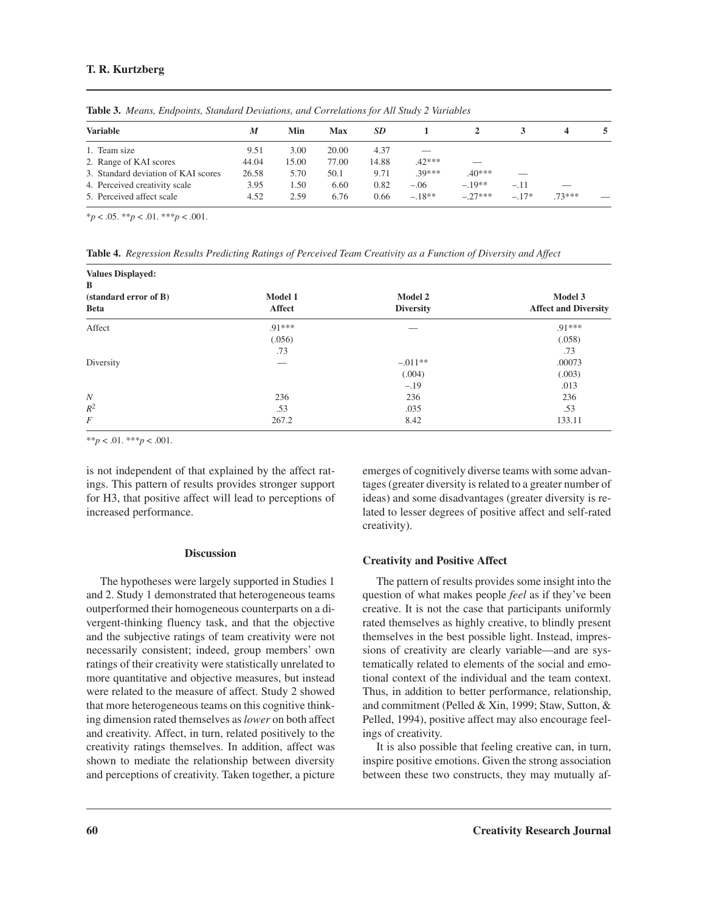**Table 3.** *Means, Endpoints, Standard Deviations, and Correlations for All Study 2 Variables*

| Variable | *M* | Min | Max | *SD* | 1 | 2 | 3 | 4 | 5 |
|---|---|---|---|---|---|---|---|---|---|
| 1. Team size | 9.51 | 3.00 | 20.00 | 4.37 | — | | | | |
| 2. Range of KAI scores | 44.04 | 15.00 | 77.00 | 14.88 | .42*** | — | | | |
| 3. Standard deviation of KAI scores | 26.58 | 5.70 | 50.1 | 9.71 | .39*** | .40*** | — | | |
| 4. Perceived creativity scale | 3.95 | 1.50 | 6.60 | 0.82 | –.06 | –.19** | –.11 | — | |
| 5. Perceived affect scale | 4.52 | 2.59 | 6.76 | 0.66 | –.18** | –.27*** | –.17* | .73*** | — |

*$p < .05$. **$p < .01$. ***$p < .001$.

**Table 4.** *Regression Results Predicting Ratings of Perceived Team Creativity as a Function of Diversity and Affect*

| Values Displayed: B (standard error of B) Beta | Model 1 Affect | Model 2 Diversity | Model 3 Affect and Diversity |
|---|---|---|---|
| Affect | .91*** | — | .91*** |
| | (.056) | | (.058) |
| | .73 | | .73 |
| Diversity | — | –.011** | .00073 |
| | | (.004) | (.003) |
| | | –.19 | .013 |
| *N* | 236 | 236 | 236 |
| $R^2$ | .53 | .035 | .53 |
| *F* | 267.2 | 8.42 | 133.11 |

**$p < .01$. ***$p < .001$.

is not independent of that explained by the affect ratings. This pattern of results provides stronger support for H3, that positive affect will lead to perceptions of increased performance.

## Discussion

The hypotheses were largely supported in Studies 1 and 2. Study 1 demonstrated that heterogeneous teams outperformed their homogeneous counterparts on a divergent-thinking fluency task, and that the objective and the subjective ratings of team creativity were not necessarily consistent; indeed, group members' own ratings of their creativity were statistically unrelated to more quantitative and objective measures, but instead were related to the measure of affect. Study 2 showed that more heterogeneous teams on this cognitive thinking dimension rated themselves as *lower* on both affect and creativity. Affect, in turn, related positively to the creativity ratings themselves. In addition, affect was shown to mediate the relationship between diversity and perceptions of creativity. Taken together, a picture emerges of cognitively diverse teams with some advantages (greater diversity is related to a greater number of ideas) and some disadvantages (greater diversity is related to lesser degrees of positive affect and self-rated creativity).

### Creativity and Positive Affect

The pattern of results provides some insight into the question of what makes people *feel* as if they've been creative. It is not the case that participants uniformly rated themselves as highly creative, to blindly present themselves in the best possible light. Instead, impressions of creativity are clearly variable—and are systematically related to elements of the social and emotional context of the individual and the team context. Thus, in addition to better performance, relationship, and commitment (Pelled & Xin, 1999; Staw, Sutton, & Pelled, 1994), positive affect may also encourage feelings of creativity.

It is also possible that feeling creative can, in turn, inspire positive emotions. Given the strong association between these two constructs, they may mutually af-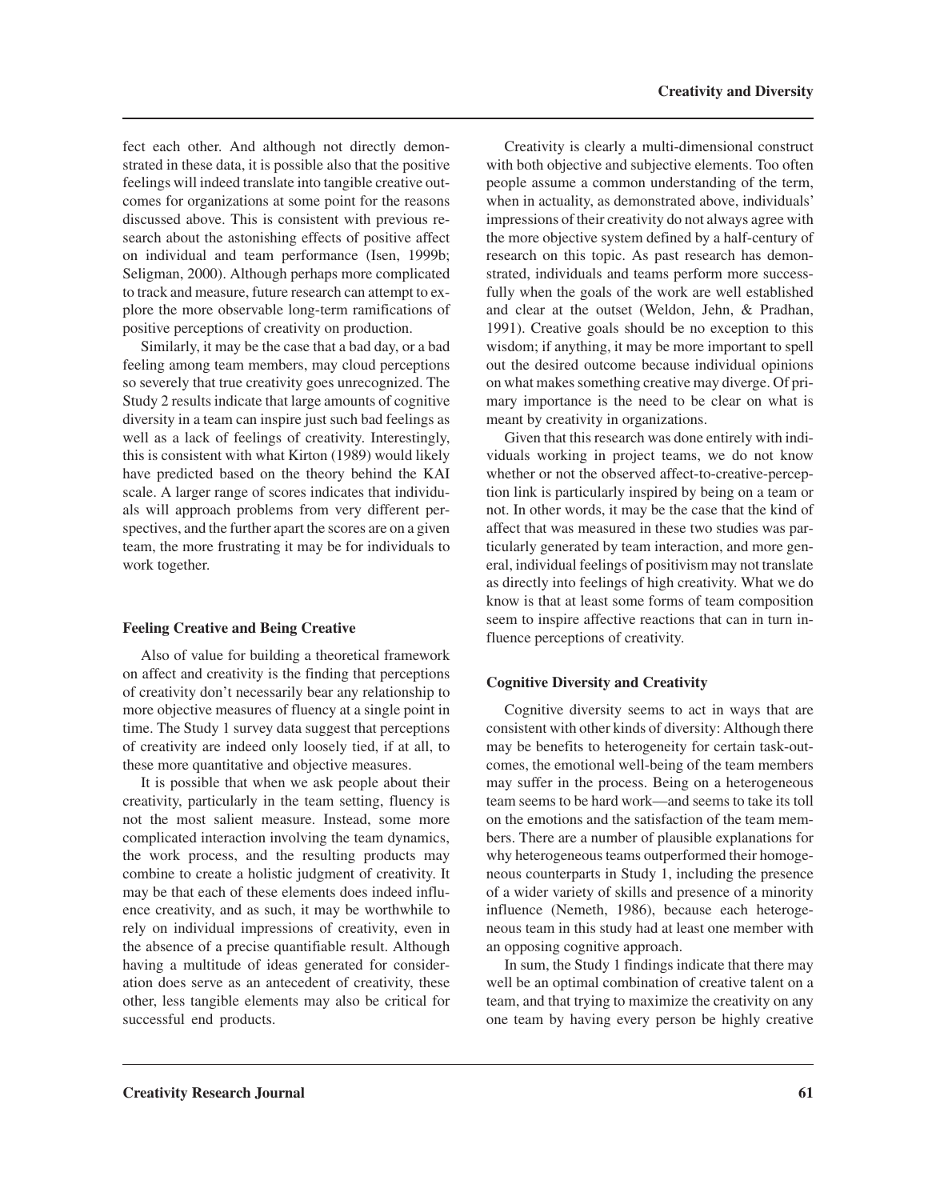fect each other. And although not directly demonstrated in these data, it is possible also that the positive feelings will indeed translate into tangible creative outcomes for organizations at some point for the reasons discussed above. This is consistent with previous research about the astonishing effects of positive affect on individual and team performance (Isen, 1999b; Seligman, 2000). Although perhaps more complicated to track and measure, future research can attempt to explore the more observable long-term ramifications of positive perceptions of creativity on production.

Similarly, it may be the case that a bad day, or a bad feeling among team members, may cloud perceptions so severely that true creativity goes unrecognized. The Study 2 results indicate that large amounts of cognitive diversity in a team can inspire just such bad feelings as well as a lack of feelings of creativity. Interestingly, this is consistent with what Kirton (1989) would likely have predicted based on the theory behind the KAI scale. A larger range of scores indicates that individuals will approach problems from very different perspectives, and the further apart the scores are on a given team, the more frustrating it may be for individuals to work together.

### Feeling Creative and Being Creative

Also of value for building a theoretical framework on affect and creativity is the finding that perceptions of creativity don't necessarily bear any relationship to more objective measures of fluency at a single point in time. The Study 1 survey data suggest that perceptions of creativity are indeed only loosely tied, if at all, to these more quantitative and objective measures.

It is possible that when we ask people about their creativity, particularly in the team setting, fluency is not the most salient measure. Instead, some more complicated interaction involving the team dynamics, the work process, and the resulting products may combine to create a holistic judgment of creativity. It may be that each of these elements does indeed influence creativity, and as such, it may be worthwhile to rely on individual impressions of creativity, even in the absence of a precise quantifiable result. Although having a multitude of ideas generated for consideration does serve as an antecedent of creativity, these other, less tangible elements may also be critical for successful end products.

Creativity is clearly a multi-dimensional construct with both objective and subjective elements. Too often people assume a common understanding of the term, when in actuality, as demonstrated above, individuals' impressions of their creativity do not always agree with the more objective system defined by a half-century of research on this topic. As past research has demonstrated, individuals and teams perform more successfully when the goals of the work are well established and clear at the outset (Weldon, Jehn, & Pradhan, 1991). Creative goals should be no exception to this wisdom; if anything, it may be more important to spell out the desired outcome because individual opinions on what makes something creative may diverge. Of primary importance is the need to be clear on what is meant by creativity in organizations.

Given that this research was done entirely with individuals working in project teams, we do not know whether or not the observed affect-to-creative-perception link is particularly inspired by being on a team or not. In other words, it may be the case that the kind of affect that was measured in these two studies was particularly generated by team interaction, and more general, individual feelings of positivism may not translate as directly into feelings of high creativity. What we do know is that at least some forms of team composition seem to inspire affective reactions that can in turn influence perceptions of creativity.

### Cognitive Diversity and Creativity

Cognitive diversity seems to act in ways that are consistent with other kinds of diversity: Although there may be benefits to heterogeneity for certain task-outcomes, the emotional well-being of the team members may suffer in the process. Being on a heterogeneous team seems to be hard work—and seems to take its toll on the emotions and the satisfaction of the team members. There are a number of plausible explanations for why heterogeneous teams outperformed their homogeneous counterparts in Study 1, including the presence of a wider variety of skills and presence of a minority influence (Nemeth, 1986), because each heterogeneous team in this study had at least one member with an opposing cognitive approach.

In sum, the Study 1 findings indicate that there may well be an optimal combination of creative talent on a team, and that trying to maximize the creativity on any one team by having every person be highly creative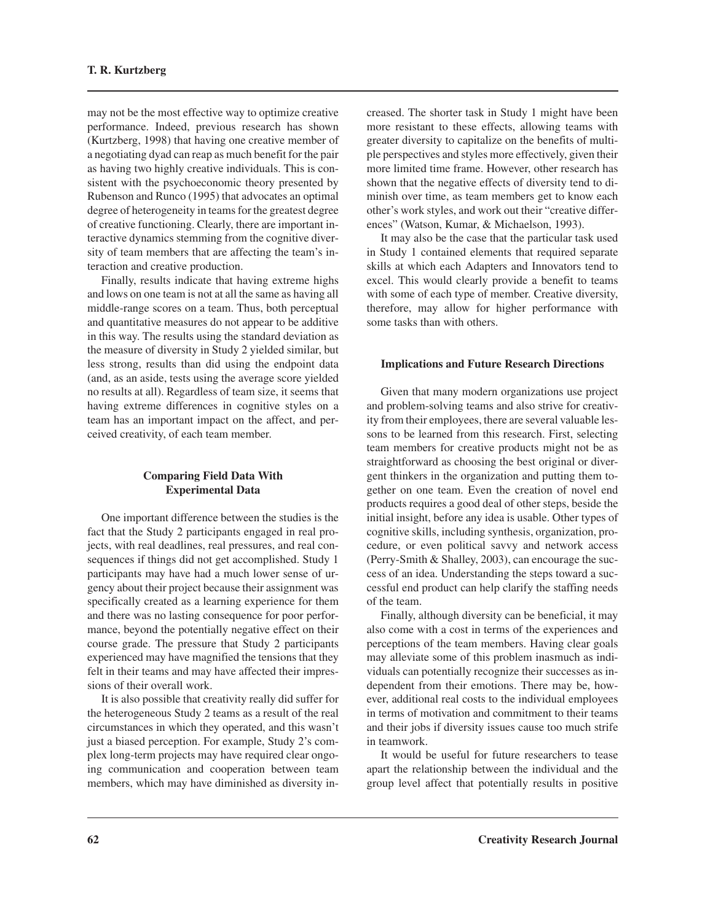may not be the most effective way to optimize creative performance. Indeed, previous research has shown (Kurtzberg, 1998) that having one creative member of a negotiating dyad can reap as much benefit for the pair as having two highly creative individuals. This is consistent with the psychoeconomic theory presented by Rubenson and Runco (1995) that advocates an optimal degree of heterogeneity in teams for the greatest degree of creative functioning. Clearly, there are important interactive dynamics stemming from the cognitive diversity of team members that are affecting the team's interaction and creative production.

Finally, results indicate that having extreme highs and lows on one team is not at all the same as having all middle-range scores on a team. Thus, both perceptual and quantitative measures do not appear to be additive in this way. The results using the standard deviation as the measure of diversity in Study 2 yielded similar, but less strong, results than did using the endpoint data (and, as an aside, tests using the average score yielded no results at all). Regardless of team size, it seems that having extreme differences in cognitive styles on a team has an important impact on the affect, and perceived creativity, of each team member.

### Comparing Field Data With Experimental Data

One important difference between the studies is the fact that the Study 2 participants engaged in real projects, with real deadlines, real pressures, and real consequences if things did not get accomplished. Study 1 participants may have had a much lower sense of urgency about their project because their assignment was specifically created as a learning experience for them and there was no lasting consequence for poor performance, beyond the potentially negative effect on their course grade. The pressure that Study 2 participants experienced may have magnified the tensions that they felt in their teams and may have affected their impressions of their overall work.

It is also possible that creativity really did suffer for the heterogeneous Study 2 teams as a result of the real circumstances in which they operated, and this wasn't just a biased perception. For example, Study 2's complex long-term projects may have required clear ongoing communication and cooperation between team members, which may have diminished as diversity increased. The shorter task in Study 1 might have been more resistant to these effects, allowing teams with greater diversity to capitalize on the benefits of multiple perspectives and styles more effectively, given their more limited time frame. However, other research has shown that the negative effects of diversity tend to diminish over time, as team members get to know each other's work styles, and work out their "creative differences" (Watson, Kumar, & Michaelson, 1993).

It may also be the case that the particular task used in Study 1 contained elements that required separate skills at which each Adapters and Innovators tend to excel. This would clearly provide a benefit to teams with some of each type of member. Creative diversity, therefore, may allow for higher performance with some tasks than with others.

### Implications and Future Research Directions

Given that many modern organizations use project and problem-solving teams and also strive for creativity from their employees, there are several valuable lessons to be learned from this research. First, selecting team members for creative products might not be as straightforward as choosing the best original or divergent thinkers in the organization and putting them together on one team. Even the creation of novel end products requires a good deal of other steps, beside the initial insight, before any idea is usable. Other types of cognitive skills, including synthesis, organization, procedure, or even political savvy and network access (Perry-Smith & Shalley, 2003), can encourage the success of an idea. Understanding the steps toward a successful end product can help clarify the staffing needs of the team.

Finally, although diversity can be beneficial, it may also come with a cost in terms of the experiences and perceptions of the team members. Having clear goals may alleviate some of this problem inasmuch as individuals can potentially recognize their successes as independent from their emotions. There may be, however, additional real costs to the individual employees in terms of motivation and commitment to their teams and their jobs if diversity issues cause too much strife in teamwork.

It would be useful for future researchers to tease apart the relationship between the individual and the group level affect that potentially results in positive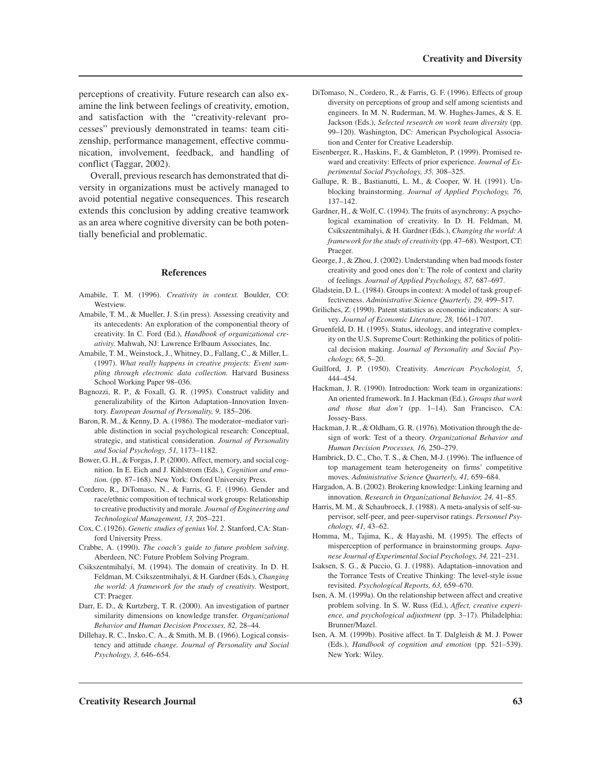perceptions of creativity. Future research can also examine the link between feelings of creativity, emotion, and satisfaction with the "creativity-relevant processes" previously demonstrated in teams: team citizenship, performance management, effective communication, involvement, feedback, and handling of conflict (Taggar, 2002).

Overall, previous research has demonstrated that diversity in organizations must be actively managed to avoid potential negative consequences. This research extends this conclusion by adding creative teamwork as an area where cognitive diversity can be both potentially beneficial and problematic.

## References

Amabile, T. M. (1996). *Creativity in context.* Boulder, CO: Westview.

Amabile, T. M., & Mueller, J. S.(in press). Assessing creativity and its antecedents: An exploration of the componential theory of creativity. In C. Ford (Ed.), *Handbook of organizational creativity.* Mahwah, NJ: Lawrence Erlbaum Associates, Inc.

Amabile, T. M., Weinstock, J., Whitney, D., Fallang, C., & Miller, L. (1997). *What really happens in creative projects: Event sampling through electronic data collection.* Harvard Business School Working Paper 98–036.

Bagnozzi, R. P., & Foxall, G. R. (1995). Construct validity and generalizability of the Kirton Adaptation–Innovation Inventory. *European Journal of Personality, 9,* 185–206.

Baron, R. M., & Kenny, D. A. (1986). The moderator–mediator variable distinction in social psychological research: Conceptual, strategic, and statistical consideration. *Journal of Personality and Social Psychology, 51,* 1173–1182.

Bower, G. H., & Forgas, J. P. (2000). Affect, memory, and social cognition. In E. Eich and J. Kihlstrom (Eds.), *Cognition and emotion.* (pp. 87–168). New York: Oxford University Press.

Cordero, R., DiTomaso, N., & Farris, G. F. (1996). Gender and race/ethnic composition of technical work groups: Relationship to creative productivity and morale. *Journal of Engineering and Technological Management, 13,* 205–221.

Cox, C. (1926). *Genetic studies of genius Vol. 2*. Stanford, CA: Stanford University Press.

Crabbe, A. (1990). *The coach's guide to future problem solving*. Aberdeen, NC: Future Problem Solving Program.

Csikszentmihalyi, M. (1994). The domain of creativity. In D. H. Feldman, M. Csikszentmihalyi, & H. Gardner (Eds.), *Changing the world: A framework for the study of creativity.* Westport, CT: Praeger.

Darr, E. D., & Kurtzberg, T. R. (2000). An investigation of partner similarity dimensions on knowledge transfer. *Organizational Behavior and Human Decision Processes, 82,* 28–44.

Dillehay, R. C., Insko, C. A., & Smith, M. B. (1966). Logical consistency and attitude *change. Journal of Personality and Social Psychology, 3,* 646–654.

DiTomaso, N., Cordero, R., & Farris, G. F. (1996). Effects of group diversity on perceptions of group and self among scientists and engineers. In M. N. Ruderman, M. W. Hughes-James, & S. E. Jackson (Eds.), *Selected research on work team diversity* (pp. 99–120). Washington, DC: American Psychological Association and Center for Creative Leadership.

Eisenberger, R., Haskins, F., & Gambleton, P. (1999). Promised reward and creativity: Effects of prior experience. *Journal of Experimental Social Psychology, 35,* 308–325.

Gallupe, R. B., Bastianutti, L. M., & Cooper, W. H. (1991). Unblocking brainstorming. *Journal of Applied Psychology, 76,* 137–142.

Gardner, H., & Wolf, C. (1994). The fruits of asynchrony: A psychological examination of creativity. In D. H. Feldman, M. Csikszentmihalyi, & H. Gardner (Eds.), *Changing the world: A framework for the study of creativity* (pp. 47–68). Westport, CT: Praeger.

George, J., & Zhou, J. (2002). Understanding when bad moods foster creativity and good ones don't: The role of context and clarity of feelings. *Journal of Applied Psychology, 87,* 687–697.

Gladstein, D. L. (1984). Groups in context: A model of task group effectiveness. *Administrative Science Quarterly, 29,* 499–517.

Griliches, Z. (1990). Patent statistics as economic indicators: A survey. *Journal of Economic Literature, 28,* 1661–1707.

Gruenfeld, D. H. (1995). Status, ideology, and integrative complexity on the U.S. Supreme Court: Rethinking the politics of political decision making. *Journal of Personality and Social Psychology, 68*, 5–20.

Guilford, J. P. (1950). Creativity. *American Psychologist, 5*, 444–454.

Hackman, J. R. (1990). Introduction: Work team in organizations: An oriented framework. In J. Hackman (Ed.), *Groups that work and those that don't* (pp. 1–14). San Francisco, CA: Jossey-Bass.

Hackman, J. R., & Oldham, G. R. (1976). Motivation through the design of work: Test of a theory. *Organizational Behavior and Human Decision Processes, 16,* 250–279.

Hambrick, D. C., Cho, T. S., & Chen, M-J. (1996). The influence of top management team heterogeneity on firms' competitive moves. *Administrative Science Quarterly, 41,* 659–684.

Hargadon, A. B. (2002). Brokering knowledge: Linking learning and innovation. *Research in Organizational Behavior, 24,* 41–85.

Harris, M. M., & Schaubroeck, J. (1988). A meta-analysis of self-supervisor, self-peer, and peer-supervisor ratings. *Personnel Psychology, 41,* 43–62.

Homma, M., Tajima, K., & Hayashi, M. (1995). The effects of misperception of performance in brainstorming groups. *Japanese Journal of Experimental Social Psychology, 34,* 221–231.

Isaksen, S. G., & Puccio, G. J. (1988). Adaptation–innovation and the Torrance Tests of Creative Thinking: The level-style issue revisited. *Psychological Reports, 63,* 659–670.

Isen, A. M. (1999a). On the relationship between affect and creative problem solving. In S. W. Russ (Ed.), *Affect, creative experience, and psychological adjustment* (pp. 3–17). Philadelphia: Brunner/Mazel.

Isen, A. M. (1999b). Positive affect. In T. Dalgleish & M. J. Power (Eds.), *Handbook of cognition and emotion* (pp. 521–539). New York: Wiley.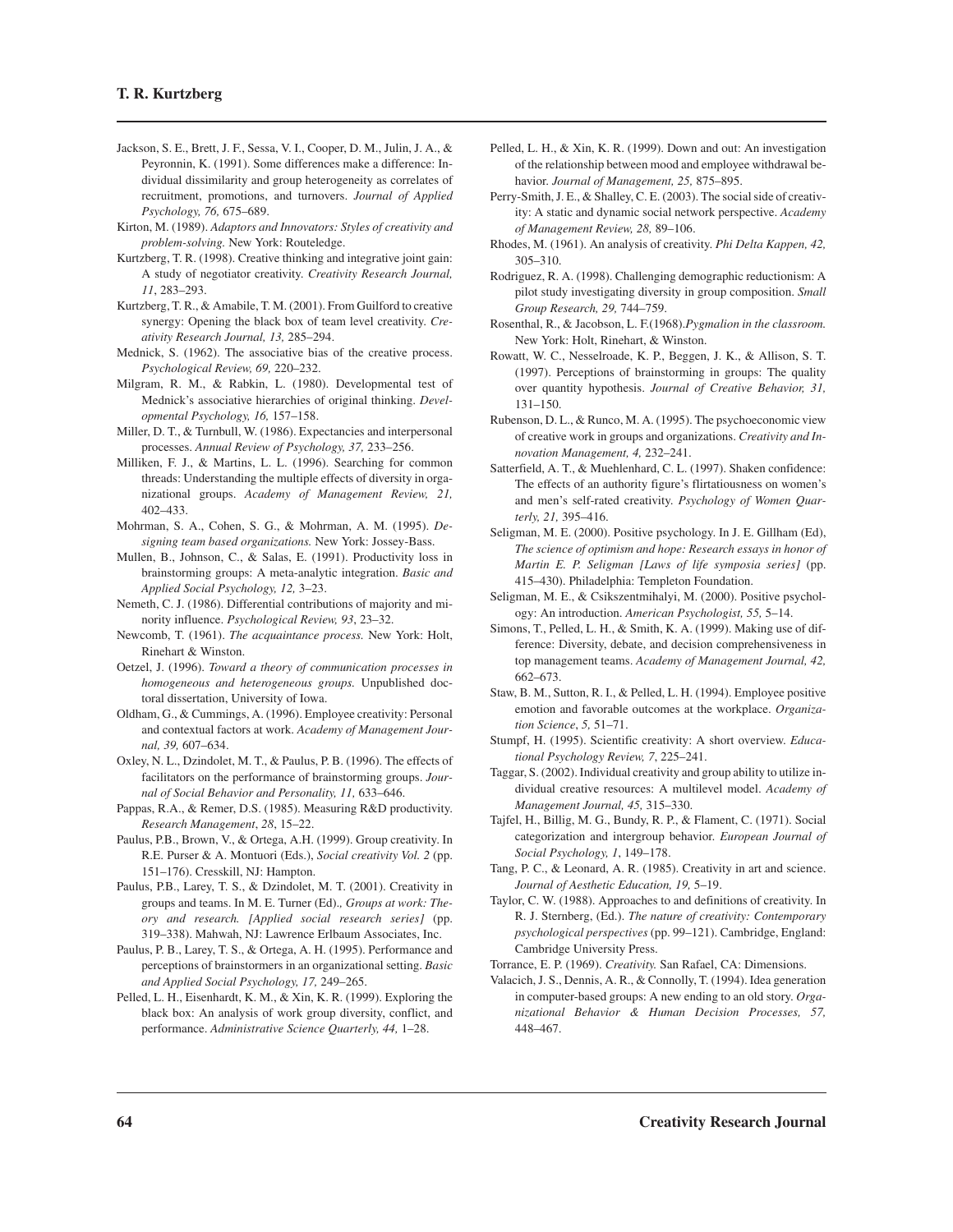Jackson, S. E., Brett, J. F., Sessa, V. I., Cooper, D. M., Julin, J. A., & Peyronnin, K. (1991). Some differences make a difference: Individual dissimilarity and group heterogeneity as correlates of recruitment, promotions, and turnovers. *Journal of Applied Psychology, 76,* 675–689.

Kirton, M. (1989). *Adaptors and Innovators: Styles of creativity and problem-solving.* New York: Routeledge.

Kurtzberg, T. R. (1998). Creative thinking and integrative joint gain: A study of negotiator creativity. *Creativity Research Journal, 11*, 283–293.

Kurtzberg, T. R., & Amabile, T. M. (2001). From Guilford to creative synergy: Opening the black box of team level creativity. *Creativity Research Journal, 13,* 285–294.

Mednick, S. (1962). The associative bias of the creative process. *Psychological Review, 69,* 220–232.

Milgram, R. M., & Rabkin, L. (1980). Developmental test of Mednick's associative hierarchies of original thinking. *Developmental Psychology, 16,* 157–158.

Miller, D. T., & Turnbull, W. (1986). Expectancies and interpersonal processes. *Annual Review of Psychology, 37,* 233–256.

Milliken, F. J., & Martins, L. L. (1996). Searching for common threads: Understanding the multiple effects of diversity in organizational groups. *Academy of Management Review, 21,* 402–433.

Mohrman, S. A., Cohen, S. G., & Mohrman, A. M. (1995). *Designing team based organizations.* New York: Jossey-Bass.

Mullen, B., Johnson, C., & Salas, E. (1991). Productivity loss in brainstorming groups: A meta-analytic integration. *Basic and Applied Social Psychology, 12,* 3–23.

Nemeth, C. J. (1986). Differential contributions of majority and minority influence. *Psychological Review, 93*, 23–32.

Newcomb, T. (1961). *The acquaintance process.* New York: Holt, Rinehart & Winston.

Oetzel, J. (1996). *Toward a theory of communication processes in homogeneous and heterogeneous groups.* Unpublished doctoral dissertation, University of Iowa.

Oldham, G., & Cummings, A. (1996). Employee creativity: Personal and contextual factors at work. *Academy of Management Journal, 39,* 607–634.

Oxley, N. L., Dzindolet, M. T., & Paulus, P. B. (1996). The effects of facilitators on the performance of brainstorming groups. *Journal of Social Behavior and Personality, 11,* 633–646.

Pappas, R.A., & Remer, D.S. (1985). Measuring R&D productivity. *Research Management*, *28*, 15–22.

Paulus, P.B., Brown, V., & Ortega, A.H. (1999). Group creativity. In R.E. Purser & A. Montuori (Eds.), *Social creativity Vol. 2* (pp. 151–176). Cresskill, NJ: Hampton.

Paulus, P.B., Larey, T. S., & Dzindolet, M. T. (2001). Creativity in groups and teams. In M. E. Turner (Ed)., *Groups at work: Theory and research. [Applied social research series]* (pp. 319–338). Mahwah, NJ: Lawrence Erlbaum Associates, Inc.

Paulus, P. B., Larey, T. S., & Ortega, A. H. (1995). Performance and perceptions of brainstormers in an organizational setting. *Basic and Applied Social Psychology, 17,* 249–265.

Pelled, L. H., Eisenhardt, K. M., & Xin, K. R. (1999). Exploring the black box: An analysis of work group diversity, conflict, and performance. *Administrative Science Quarterly, 44,* 1–28.

Pelled, L. H., & Xin, K. R. (1999). Down and out: An investigation of the relationship between mood and employee withdrawal behavior. *Journal of Management, 25,* 875–895.

Perry-Smith, J. E., & Shalley, C. E. (2003). The social side of creativity: A static and dynamic social network perspective. *Academy of Management Review, 28,* 89–106.

Rhodes, M. (1961). An analysis of creativity. *Phi Delta Kappen, 42,* 305–310.

Rodriguez, R. A. (1998). Challenging demographic reductionism: A pilot study investigating diversity in group composition. *Small Group Research, 29,* 744–759.

Rosenthal, R., & Jacobson, L. F.(1968).*Pygmalion in the classroom.* New York: Holt, Rinehart, & Winston.

Rowatt, W. C., Nesselroade, K. P., Beggen, J. K., & Allison, S. T. (1997). Perceptions of brainstorming in groups: The quality over quantity hypothesis. *Journal of Creative Behavior, 31,* 131–150.

Rubenson, D. L., & Runco, M. A. (1995). The psychoeconomic view of creative work in groups and organizations. *Creativity and Innovation Management, 4,* 232–241.

Satterfield, A. T., & Muehlenhard, C. L. (1997). Shaken confidence: The effects of an authority figure's flirtatiousness on women's and men's self-rated creativity. *Psychology of Women Quarterly, 21,* 395–416.

Seligman, M. E. (2000). Positive psychology. In J. E. Gillham (Ed), *The science of optimism and hope: Research essays in honor of Martin E. P. Seligman [Laws of life symposia series]* (pp. 415–430). Philadelphia: Templeton Foundation.

Seligman, M. E., & Csikszentmihalyi, M. (2000). Positive psychology: An introduction. *American Psychologist, 55,* 5–14.

Simons, T., Pelled, L. H., & Smith, K. A. (1999). Making use of difference: Diversity, debate, and decision comprehensiveness in top management teams. *Academy of Management Journal, 42,* 662–673.

Staw, B. M., Sutton, R. I., & Pelled, L. H. (1994). Employee positive emotion and favorable outcomes at the workplace. *Organization Science*, *5,* 51–71.

Stumpf, H. (1995). Scientific creativity: A short overview. *Educational Psychology Review, 7*, 225–241.

Taggar, S. (2002). Individual creativity and group ability to utilize individual creative resources: A multilevel model. *Academy of Management Journal, 45,* 315–330.

Tajfel, H., Billig, M. G., Bundy, R. P., & Flament, C. (1971). Social categorization and intergroup behavior. *European Journal of Social Psychology, 1*, 149–178.

Tang, P. C., & Leonard, A. R. (1985). Creativity in art and science. *Journal of Aesthetic Education, 19,* 5–19.

Taylor, C. W. (1988). Approaches to and definitions of creativity. In R. J. Sternberg, (Ed.). *The nature of creativity: Contemporary psychological perspectives* (pp. 99–121). Cambridge, England: Cambridge University Press.

Torrance, E. P. (1969). *Creativity.* San Rafael, CA: Dimensions.

Valacich, J. S., Dennis, A. R., & Connolly, T. (1994). Idea generation in computer-based groups: A new ending to an old story. *Organizational Behavior & Human Decision Processes, 57,* 448–467.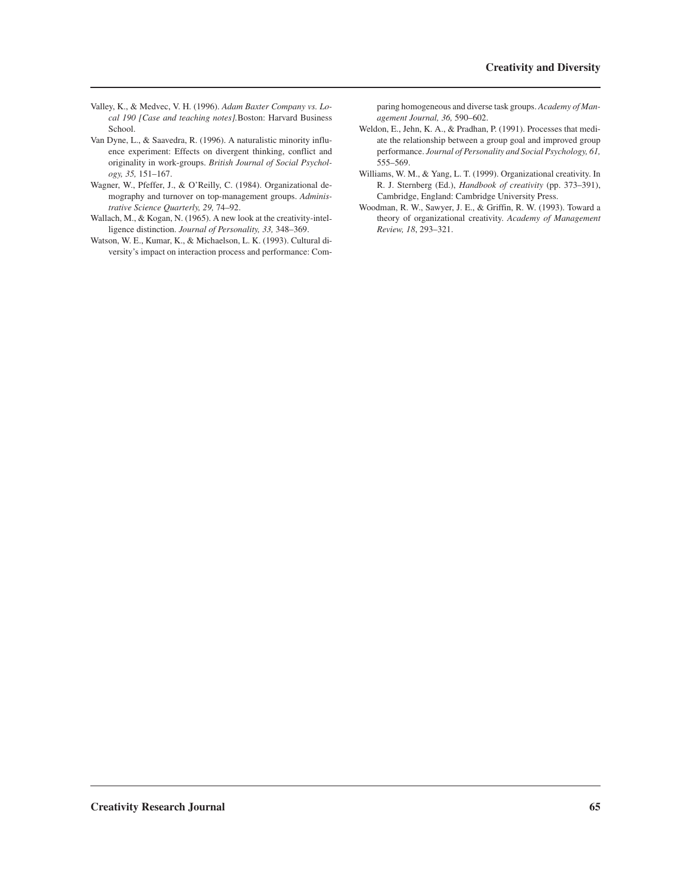Valley, K., & Medvec, V. H. (1996). *Adam Baxter Company vs. Local 190 [Case and teaching notes].*Boston: Harvard Business School.

Van Dyne, L., & Saavedra, R. (1996). A naturalistic minority influence experiment: Effects on divergent thinking, conflict and originality in work-groups. *British Journal of Social Psychology, 35,* 151–167.

Wagner, W., Pfeffer, J., & O'Reilly, C. (1984). Organizational demography and turnover on top-management groups. *Administrative Science Quarterly, 29,* 74–92.

Wallach, M., & Kogan, N. (1965). A new look at the creativity-intelligence distinction. *Journal of Personality, 33,* 348–369.

Watson, W. E., Kumar, K., & Michaelson, L. K. (1993). Cultural diversity's impact on interaction process and performance: Comparing homogeneous and diverse task groups. *Academy of Management Journal, 36,* 590–602.

Weldon, E., Jehn, K. A., & Pradhan, P. (1991). Processes that mediate the relationship between a group goal and improved group performance. *Journal of Personality and Social Psychology, 61,* 555–569.

Williams, W. M., & Yang, L. T. (1999). Organizational creativity. In R. J. Sternberg (Ed.), *Handbook of creativity* (pp. 373–391), Cambridge, England: Cambridge University Press.

Woodman, R. W., Sawyer, J. E., & Griffin, R. W. (1993). Toward a theory of organizational creativity. *Academy of Management Review, 18*, 293–321.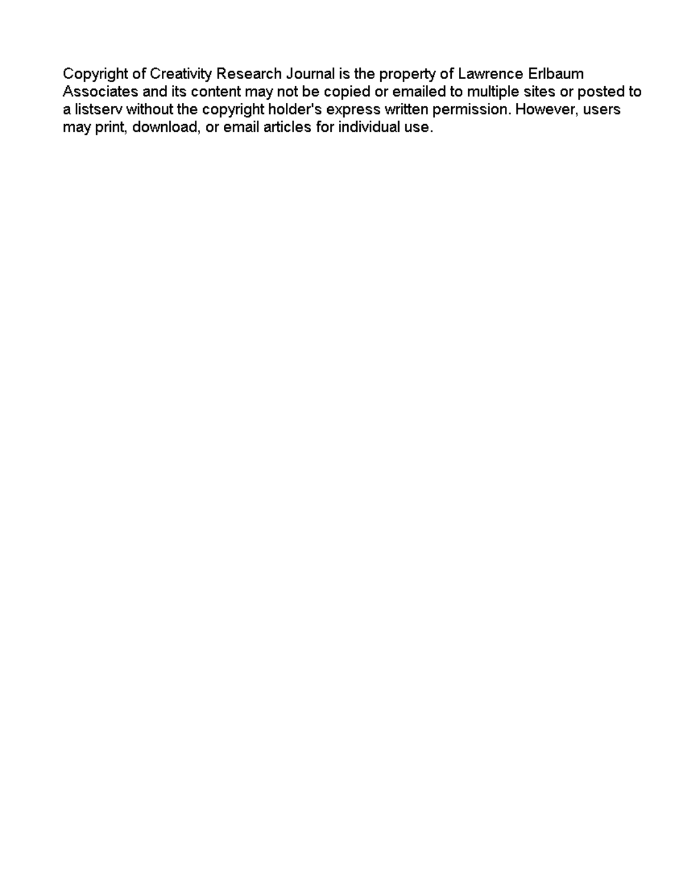Copyright of Creativity Research Journal is the property of Lawrence Erlbaum Associates and its content may not be copied or emailed to multiple sites or posted to a listserv without the copyright holder's express written permission. However, users may print, download, or email articles for individual use.